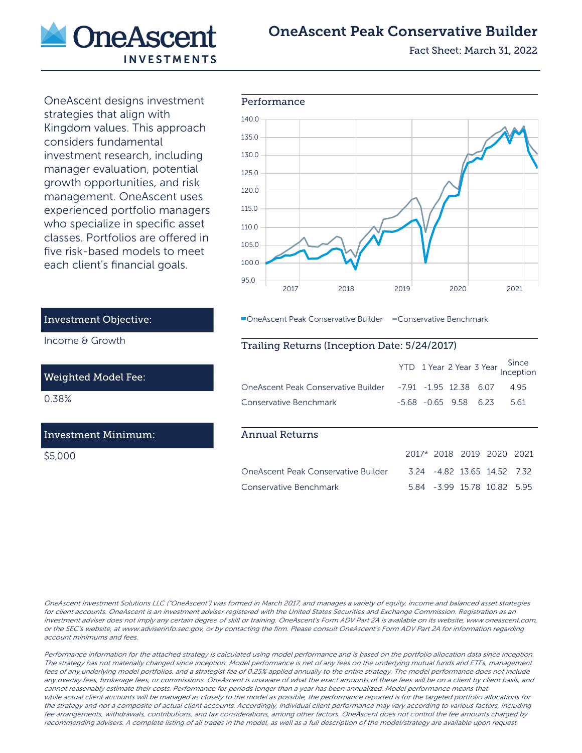# OneAscent Peak Conservative Builder

Fact Sheet: March 31, 2022

OneAscent designs investment strategies that align with Kingdom values. This approach considers fundamental investment research, including manager evaluation, potential growth opportunities, and risk management. OneAscent uses experienced portfolio managers who specialize in specific asset classes. Portfolios are offered in five risk-based models to meet each client's financial goals.

**Investment Objective:**

Income & Growth

**Weighted Model Fee:**

0.38%

**Investment Minimum:**

$5,000

## Performance

OneAscent Peak Conservative Builder — Conservative Benchmark

## Trailing Returns (Inception Date: 5/24/2017)

| | YTD | 1 Year | 2 Year | 3 Year | Since Inception |
|---|---|---|---|---|---|
| OneAscent Peak Conservative Builder | -7.91 | -1.95 | 12.38 | 6.07 | 4.95 |
| Conservative Benchmark | -5.68 | -0.65 | 9.58 | 6.23 | 5.61 |

## Annual Returns

| | 2017* | 2018 | 2019 | 2020 | 2021 |
|---|---|---|---|---|---|
| OneAscent Peak Conservative Builder | 3.24 | -4.82 | 13.65 | 14.52 | 7.32 |
| Conservative Benchmark | 5.84 | -3.99 | 15.78 | 10.82 | 5.95 |

*OneAscent Investment Solutions LLC ("OneAscent") was formed in March 2017, and manages a variety of equity, income and balanced asset strategies for client accounts. OneAscent is an investment adviser registered with the United States Securities and Exchange Commission. Registration as an investment adviser does not imply any certain degree of skill or training. OneAscent's Form ADV Part 2A is available on its website, www.oneascent.com, or the SEC's website, at www.adviserinfo.sec.gov, or by contacting the firm. Please consult OneAscent's Form ADV Part 2A for information regarding account minimums and fees.*

*Performance information for the attached strategy is calculated using model performance and is based on the portfolio allocation data since inception. The strategy has not materially changed since inception. Model performance is net of any fees on the underlying mutual funds and ETFs, management fees of any underlying model portfolios, and a strategist fee of 0.25% applied annually to the entire strategy. The model performance does not include any overlay fees, brokerage fees, or commissions. OneAscent is unaware of what the exact amounts of these fees will be on a client by client basis, and cannot reasonably estimate their costs. Performance for periods longer than a year has been annualized. Model performance means that while actual client accounts will be managed as closely to the model as possible, the performance reported is for the targeted portfolio allocations for the strategy and not a composite of actual client accounts. Accordingly, individual client performance may vary according to various factors, including fee arrangements, withdrawals, contributions, and tax considerations, among other factors. OneAscent does not control the fee amounts charged by recommending advisers. A complete listing of all trades in the model, as well as a full description of the model/strategy are available upon request.*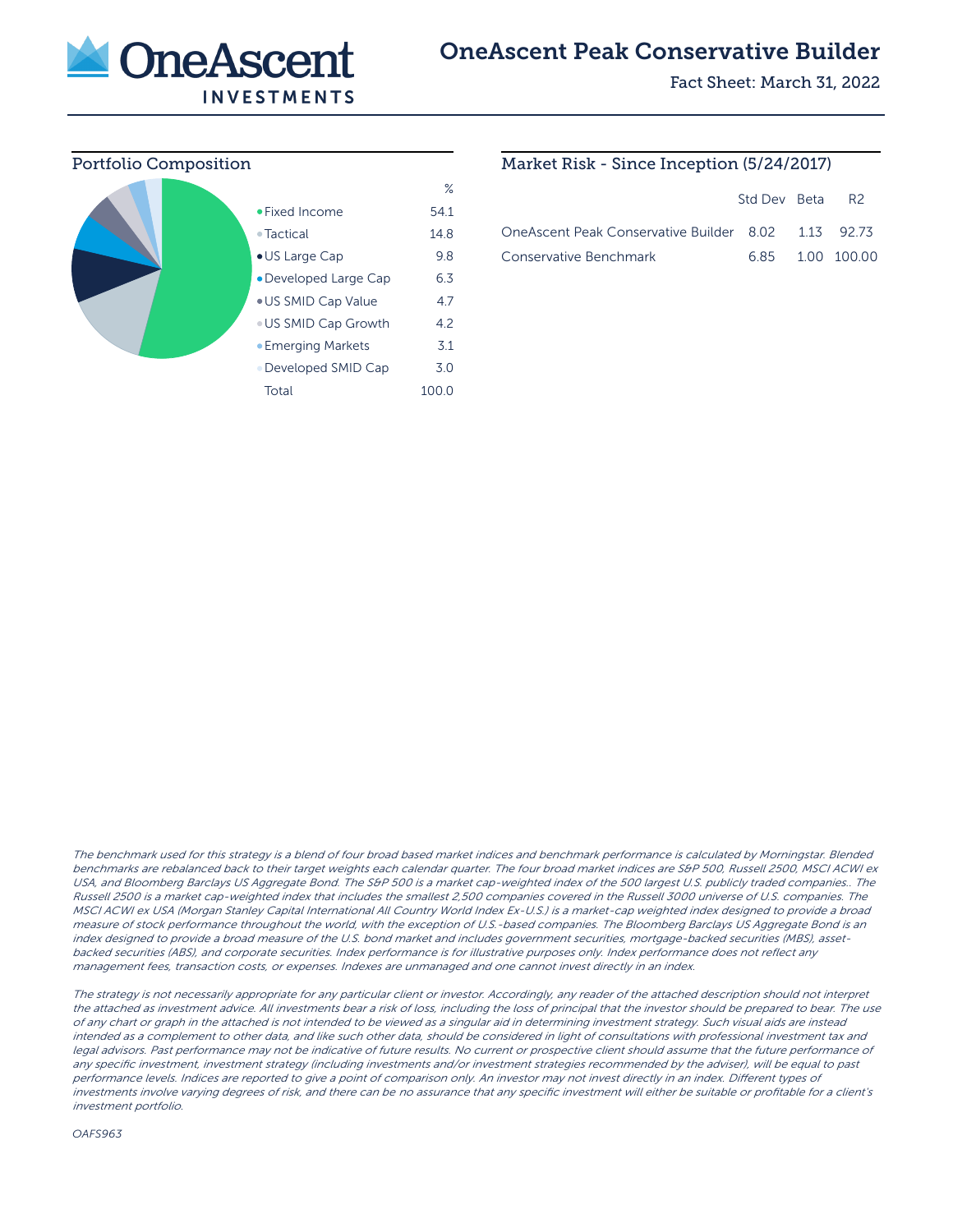# OneAscent Peak Conservative Builder

Fact Sheet: March 31, 2022

## Portfolio Composition

| | % |
|---|---|
| Fixed Income | 54.1 |
| Tactical | 14.8 |
| US Large Cap | 9.8 |
| Developed Large Cap | 6.3 |
| US SMID Cap Value | 4.7 |
| US SMID Cap Growth | 4.2 |
| Emerging Markets | 3.1 |
| Developed SMID Cap | 3.0 |
| Total | 100.0 |

## Market Risk - Since Inception (5/24/2017)

| | Std Dev | Beta | R2 |
|---|---|---|---|
| OneAscent Peak Conservative Builder | 8.02 | 1.13 | 92.73 |
| Conservative Benchmark | 6.85 | 1.00 | 100.00 |

*The benchmark used for this strategy is a blend of four broad based market indices and benchmark performance is calculated by Morningstar. Blended benchmarks are rebalanced back to their target weights each calendar quarter. The four broad market indices are S&P 500, Russell 2500, MSCI ACWI ex USA, and Bloomberg Barclays US Aggregate Bond. The S&P 500 is a market cap-weighted index of the 500 largest U.S. publicly traded companies.. The Russell 2500 is a market cap-weighted index that includes the smallest 2,500 companies covered in the Russell 3000 universe of U.S. companies. The MSCI ACWI ex USA (Morgan Stanley Capital International All Country World Index Ex-U.S.) is a market-cap weighted index designed to provide a broad measure of stock performance throughout the world, with the exception of U.S.-based companies. The Bloomberg Barclays US Aggregate Bond is an index designed to provide a broad measure of the U.S. bond market and includes government securities, mortgage-backed securities (MBS), asset-backed securities (ABS), and corporate securities. Index performance is for illustrative purposes only. Index performance does not reflect any management fees, transaction costs, or expenses. Indexes are unmanaged and one cannot invest directly in an index.*

*The strategy is not necessarily appropriate for any particular client or investor. Accordingly, any reader of the attached description should not interpret the attached as investment advice. All investments bear a risk of loss, including the loss of principal that the investor should be prepared to bear. The use of any chart or graph in the attached is not intended to be viewed as a singular aid in determining investment strategy. Such visual aids are instead intended as a complement to other data, and like such other data, should be considered in light of consultations with professional investment tax and legal advisors. Past performance may not be indicative of future results. No current or prospective client should assume that the future performance of any specific investment, investment strategy (including investments and/or investment strategies recommended by the adviser), will be equal to past performance levels. Indices are reported to give a point of comparison only. An investor may not invest directly in an index. Different types of investments involve varying degrees of risk, and there can be no assurance that any specific investment will either be suitable or profitable for a client's investment portfolio.*

*OAFS963*